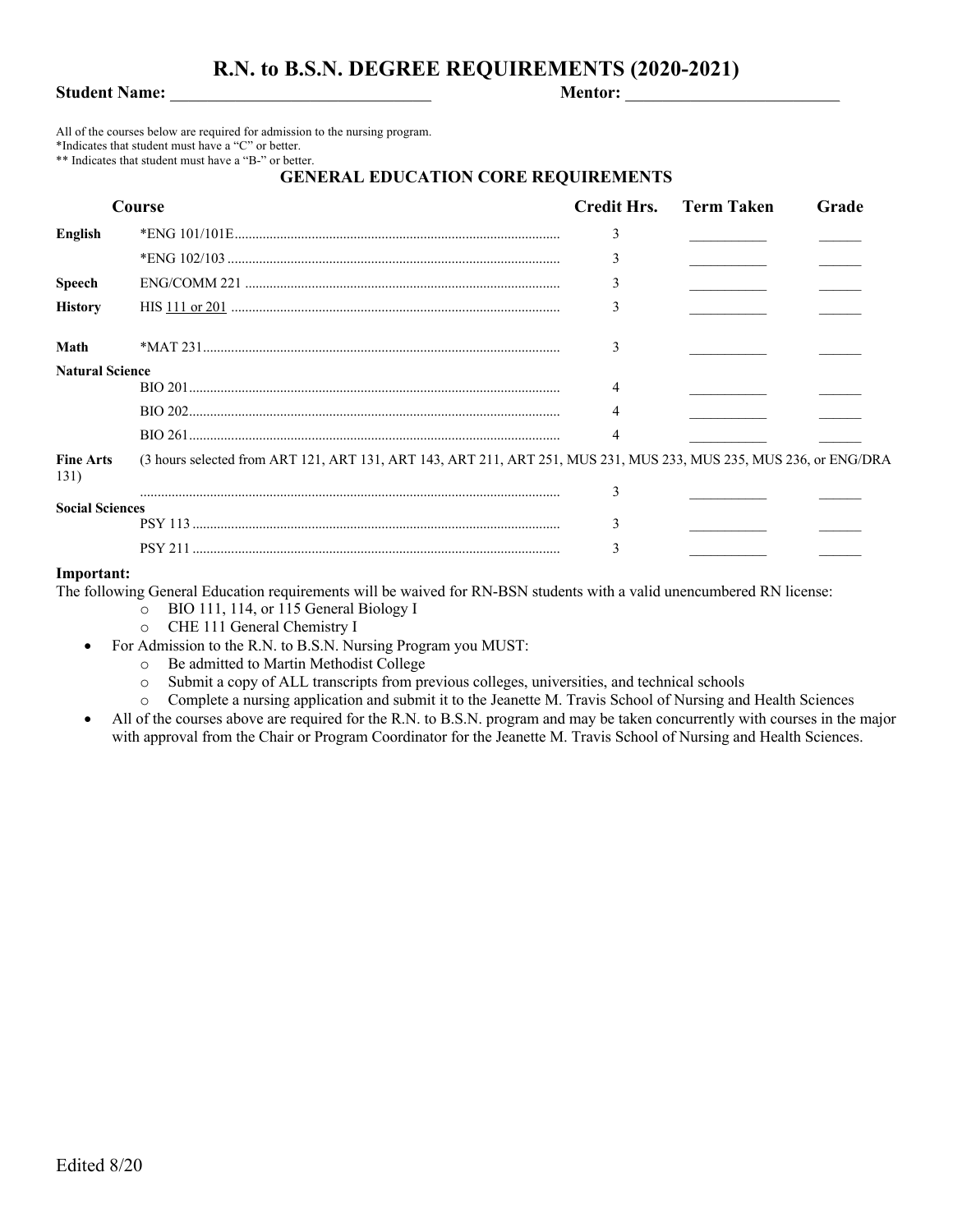# R.N. to B.S.N. DEGREE REQUIREMENTS (2020-2021)

**Student Name:** ______________________________ **Mentor:** _________________________

All of the courses below are required for admission to the nursing program.
*Indicates that student must have a "C" or better.
** Indicates that student must have a "B-" or better.

## GENERAL EDUCATION CORE REQUIREMENTS

| Course | | Credit Hrs. | Term Taken | Grade |
|---|---|---|---|---|
| **English** | *ENG 101/101E | 3 | | |
| | *ENG 102/103 | 3 | | |
| **Speech** | ENG/COMM 221 | 3 | | |
| **History** | HIS 111 or 201 | 3 | | |
| **Math** | *MAT 231 | 3 | | |
| **Natural Science** | | | | |
| | BIO 201 | 4 | | |
| | BIO 202 | 4 | | |
| | BIO 261 | 4 | | |
| **Fine Arts** | (3 hours selected from ART 121, ART 131, ART 143, ART 211, ART 251, MUS 231, MUS 233, MUS 235, MUS 236, or ENG/DRA 131) | 3 | | |
| **Social Sciences** | | | | |
| | PSY 113 | 3 | | |
| | PSY 211 | 3 | | |

**Important:**
The following General Education requirements will be waived for RN-BSN students with a valid unencumbered RN license:
  - BIO 111, 114, or 115 General Biology I
  - CHE 111 General Chemistry I

- For Admission to the R.N. to B.S.N. Nursing Program you MUST:
  - Be admitted to Martin Methodist College
  - Submit a copy of ALL transcripts from previous colleges, universities, and technical schools
  - Complete a nursing application and submit it to the Jeanette M. Travis School of Nursing and Health Sciences
- All of the courses above are required for the R.N. to B.S.N. program and may be taken concurrently with courses in the major with approval from the Chair or Program Coordinator for the Jeanette M. Travis School of Nursing and Health Sciences.

Edited 8/20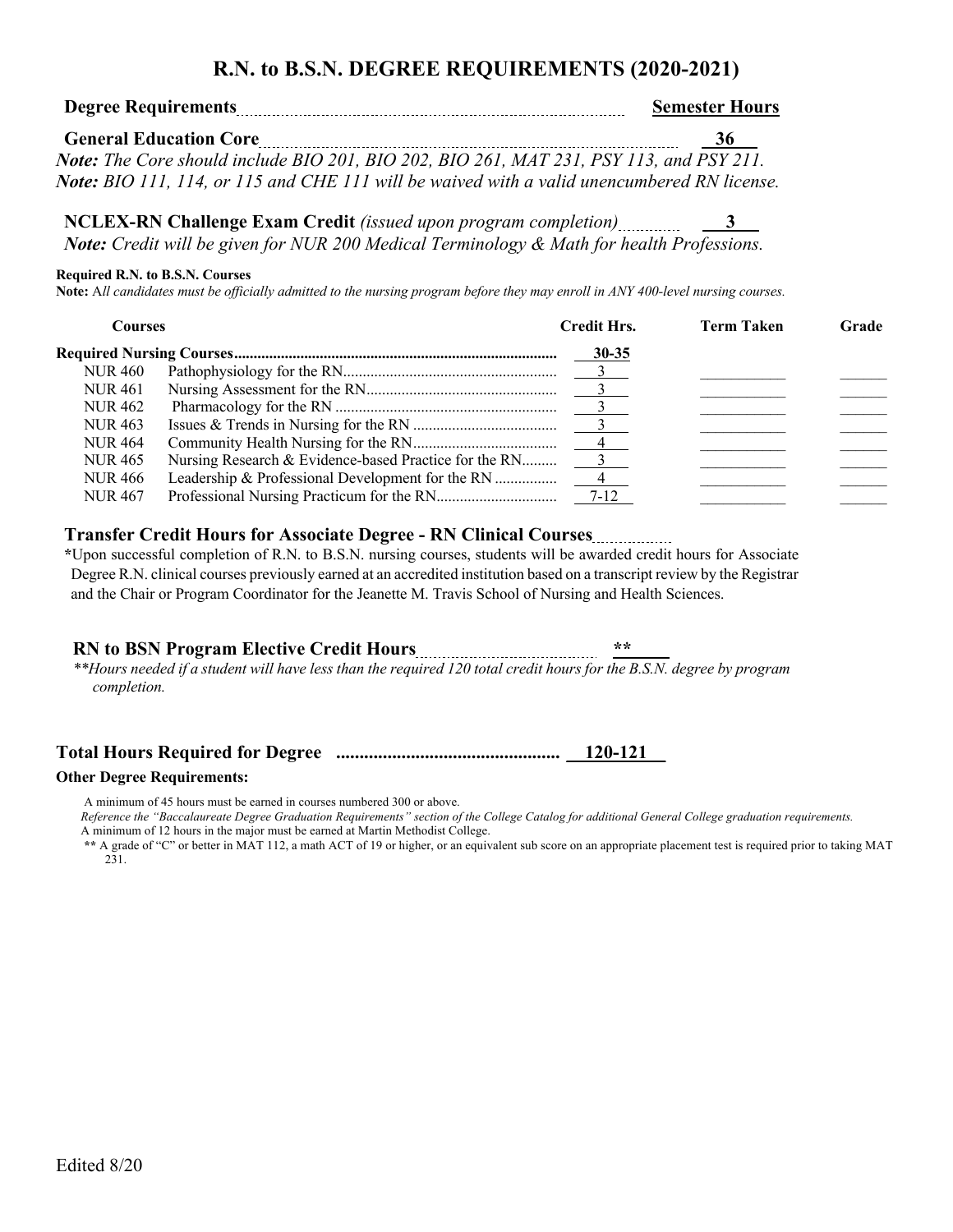# R.N. to B.S.N. DEGREE REQUIREMENTS (2020-2021)

| Degree Requirements | Semester Hours |
|---|---|
| **General Education Core** | **36** |

***Note:*** *The Core should include BIO 201, BIO 202, BIO 261, MAT 231, PSY 113, and PSY 211.*
***Note:*** *BIO 111, 114, or 115 and CHE 111 will be waived with a valid unencumbered RN license.*

**NCLEX-RN Challenge Exam Credit** *(issued upon program completion)* **3**

***Note:*** *Credit will be given for NUR 200 Medical Terminology & Math for health Professions.*

**Required R.N. to B.S.N. Courses**

**Note:** A*ll candidates must be officially admitted to the nursing program before they may enroll in ANY 400-level nursing courses.*

| Courses | | Credit Hrs. | Term Taken | Grade |
|---|---|---|---|---|
| **Required Nursing Courses** | | **30-35** | | |
| NUR 460 | Pathophysiology for the RN | 3 | | |
| NUR 461 | Nursing Assessment for the RN | 3 | | |
| NUR 462 | Pharmacology for the RN | 3 | | |
| NUR 463 | Issues & Trends in Nursing for the RN | 3 | | |
| NUR 464 | Community Health Nursing for the RN | 4 | | |
| NUR 465 | Nursing Research & Evidence-based Practice for the RN | 3 | | |
| NUR 466 | Leadership & Professional Development for the RN | 4 | | |
| NUR 467 | Professional Nursing Practicum for the RN | 7-12 | | |

**Transfer Credit Hours for Associate Degree - RN Clinical Courses**

**\***Upon successful completion of R.N. to B.S.N. nursing courses, students will be awarded credit hours for Associate Degree R.N. clinical courses previously earned at an accredited institution based on a transcript review by the Registrar and the Chair or Program Coordinator for the Jeanette M. Travis School of Nursing and Health Sciences.

**RN to BSN Program Elective Credit Hours** **\*\***

*\*\*Hours needed if a student will have less than the required 120 total credit hours for the B.S.N. degree by program completion.*

**Total Hours Required for Degree ................................................ 120-121**

**Other Degree Requirements:**

A minimum of 45 hours must be earned in courses numbered 300 or above.

*Reference the "Baccalaureate Degree Graduation Requirements" section of the College Catalog for additional General College graduation requirements.*

A minimum of 12 hours in the major must be earned at Martin Methodist College.

**\*\*** A grade of "C" or better in MAT 112, a math ACT of 19 or higher, or an equivalent sub score on an appropriate placement test is required prior to taking MAT 231.

Edited 8/20